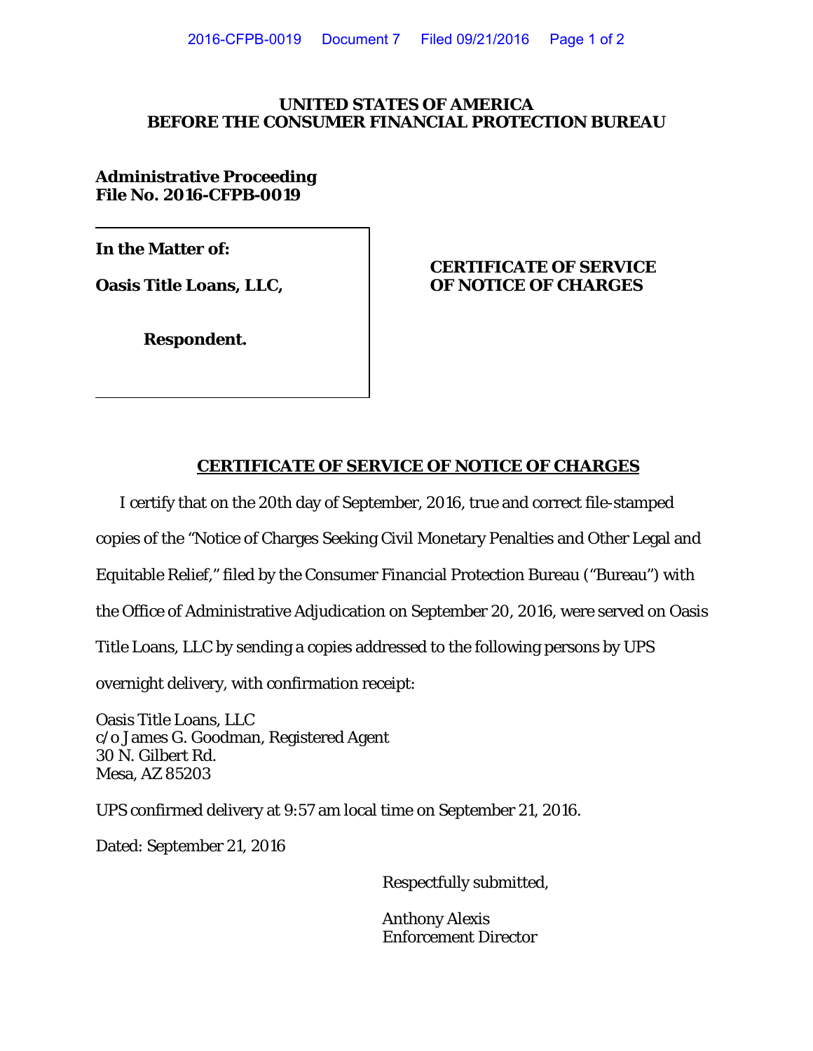**UNITED STATES OF AMERICA**
**BEFORE THE CONSUMER FINANCIAL PROTECTION BUREAU**

**Administrative Proceeding**
**File No. 2016-CFPB-0019**

**In the Matter of:**

**Oasis Title Loans, LLC,**

**Respondent.**

**CERTIFICATE OF SERVICE OF NOTICE OF CHARGES**

## CERTIFICATE OF SERVICE OF NOTICE OF CHARGES

I certify that on the 20th day of September, 2016, true and correct file-stamped copies of the "Notice of Charges Seeking Civil Monetary Penalties and Other Legal and Equitable Relief," filed by the Consumer Financial Protection Bureau ("Bureau") with the Office of Administrative Adjudication on September 20, 2016, were served on Oasis Title Loans, LLC by sending a copies addressed to the following persons by UPS overnight delivery, with confirmation receipt:

Oasis Title Loans, LLC
c/o James G. Goodman, Registered Agent
30 N. Gilbert Rd.
Mesa, AZ 85203

UPS confirmed delivery at 9:57 am local time on September 21, 2016.

Dated: September 21, 2016

Respectfully submitted,

Anthony Alexis
Enforcement Director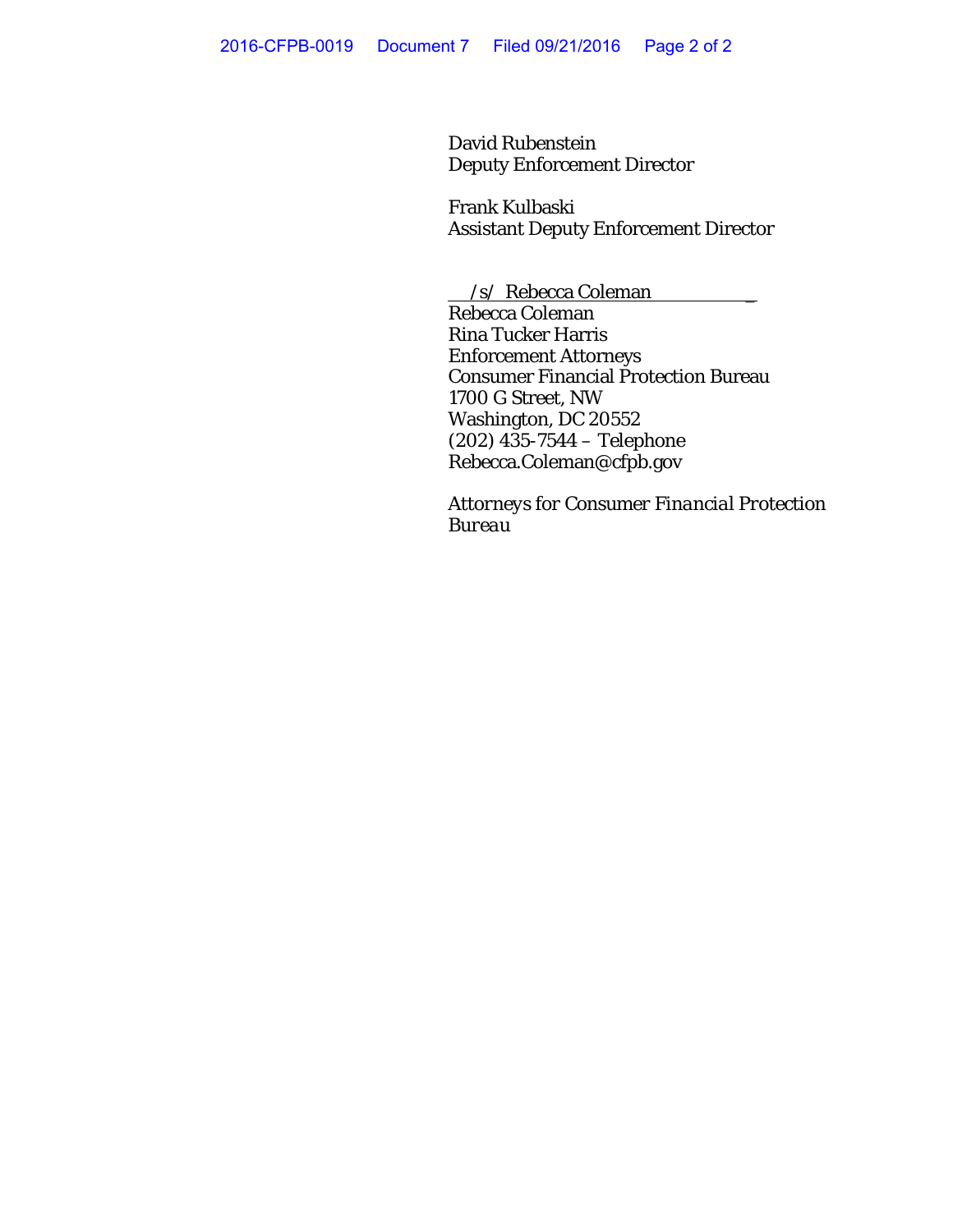David Rubenstein
Deputy Enforcement Director

Frank Kulbaski
Assistant Deputy Enforcement Director

/s/ Rebecca Coleman
Rebecca Coleman
Rina Tucker Harris
Enforcement Attorneys
Consumer Financial Protection Bureau
1700 G Street, NW
Washington, DC 20552
(202) 435-7544 – Telephone
Rebecca.Coleman@cfpb.gov

*Attorneys for Consumer Financial Protection Bureau*